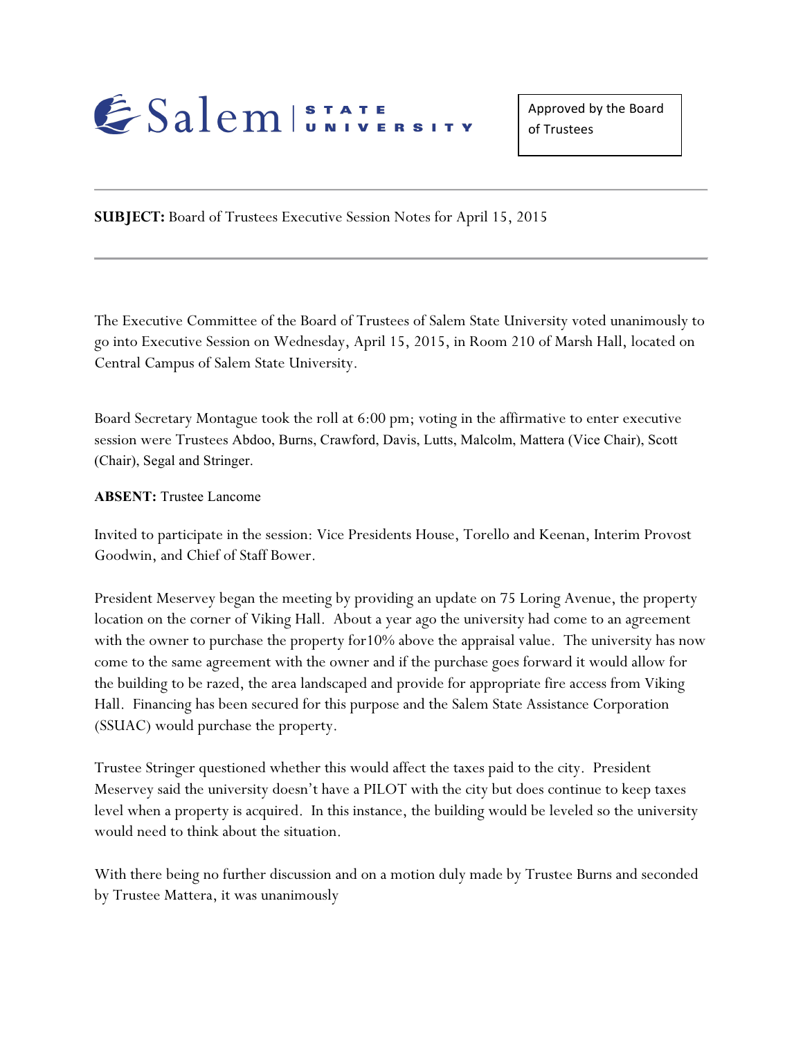Salem STATE UNIVERSITY

Approved by the Board of Trustees

**SUBJECT:** Board of Trustees Executive Session Notes for April 15, 2015

---

The Executive Committee of the Board of Trustees of Salem State University voted unanimously to go into Executive Session on Wednesday, April 15, 2015, in Room 210 of Marsh Hall, located on Central Campus of Salem State University.

Board Secretary Montague took the roll at 6:00 pm; voting in the affirmative to enter executive session were Trustees Abdoo, Burns, Crawford, Davis, Lutts, Malcolm, Mattera (Vice Chair), Scott (Chair), Segal and Stringer.

**ABSENT:** Trustee Lancome

Invited to participate in the session: Vice Presidents House, Torello and Keenan, Interim Provost Goodwin, and Chief of Staff Bower.

President Meservey began the meeting by providing an update on 75 Loring Avenue, the property location on the corner of Viking Hall. About a year ago the university had come to an agreement with the owner to purchase the property for10% above the appraisal value. The university has now come to the same agreement with the owner and if the purchase goes forward it would allow for the building to be razed, the area landscaped and provide for appropriate fire access from Viking Hall. Financing has been secured for this purpose and the Salem State Assistance Corporation (SSUAC) would purchase the property.

Trustee Stringer questioned whether this would affect the taxes paid to the city. President Meservey said the university doesn't have a PILOT with the city but does continue to keep taxes level when a property is acquired. In this instance, the building would be leveled so the university would need to think about the situation.

With there being no further discussion and on a motion duly made by Trustee Burns and seconded by Trustee Mattera, it was unanimously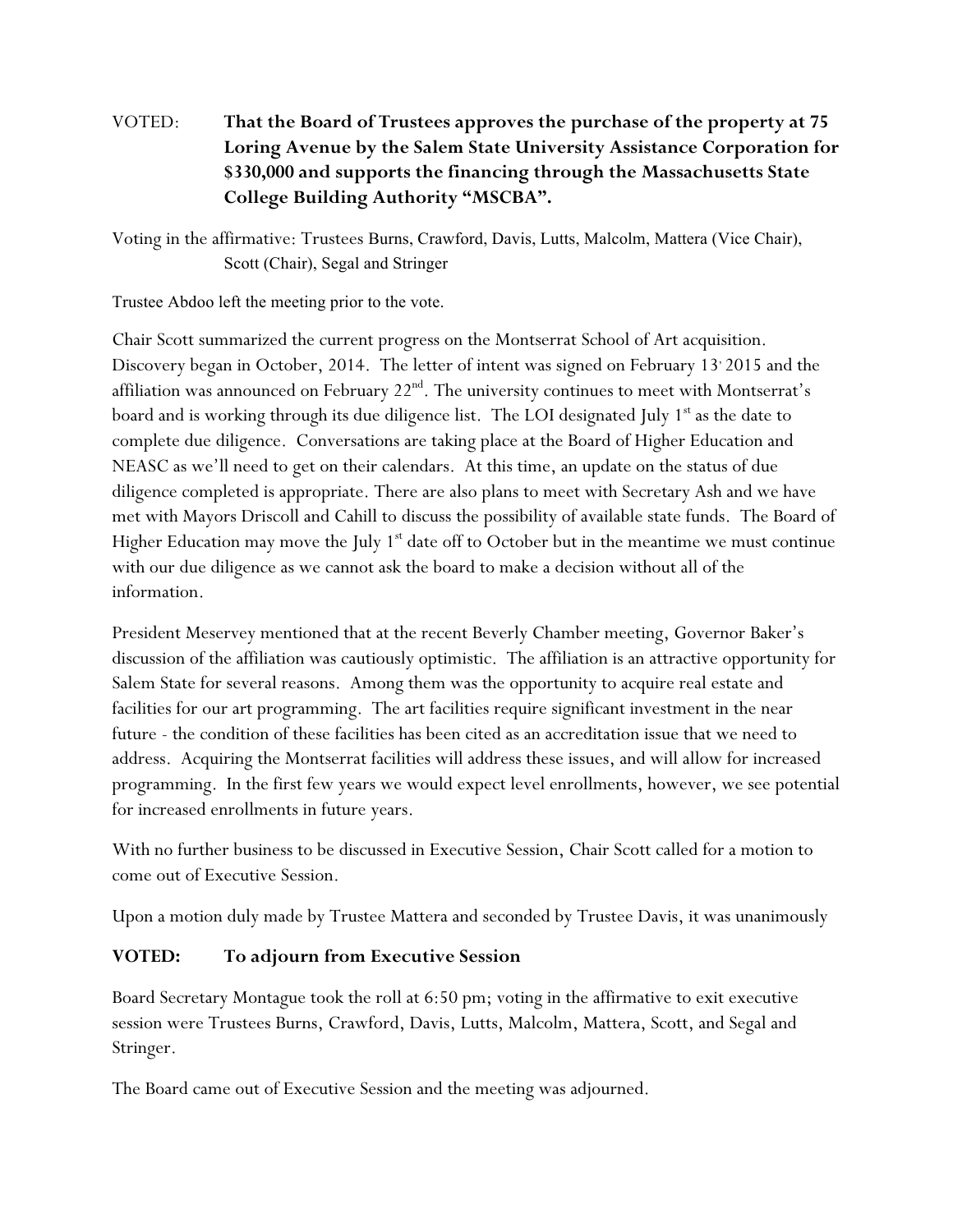VOTED: **That the Board of Trustees approves the purchase of the property at 75 Loring Avenue by the Salem State University Assistance Corporation for $330,000 and supports the financing through the Massachusetts State College Building Authority "MSCBA".**

Voting in the affirmative: Trustees Burns, Crawford, Davis, Lutts, Malcolm, Mattera (Vice Chair), Scott (Chair), Segal and Stringer

Trustee Abdoo left the meeting prior to the vote.

Chair Scott summarized the current progress on the Montserrat School of Art acquisition. Discovery began in October, 2014. The letter of intent was signed on February 13, 2015 and the affiliation was announced on February 22nd. The university continues to meet with Montserrat's board and is working through its due diligence list. The LOI designated July 1st as the date to complete due diligence. Conversations are taking place at the Board of Higher Education and NEASC as we'll need to get on their calendars. At this time, an update on the status of due diligence completed is appropriate. There are also plans to meet with Secretary Ash and we have met with Mayors Driscoll and Cahill to discuss the possibility of available state funds. The Board of Higher Education may move the July 1st date off to October but in the meantime we must continue with our due diligence as we cannot ask the board to make a decision without all of the information.

President Meservey mentioned that at the recent Beverly Chamber meeting, Governor Baker's discussion of the affiliation was cautiously optimistic. The affiliation is an attractive opportunity for Salem State for several reasons. Among them was the opportunity to acquire real estate and facilities for our art programming. The art facilities require significant investment in the near future - the condition of these facilities has been cited as an accreditation issue that we need to address. Acquiring the Montserrat facilities will address these issues, and will allow for increased programming. In the first few years we would expect level enrollments, however, we see potential for increased enrollments in future years.

With no further business to be discussed in Executive Session, Chair Scott called for a motion to come out of Executive Session.

Upon a motion duly made by Trustee Mattera and seconded by Trustee Davis, it was unanimously

**VOTED: To adjourn from Executive Session**

Board Secretary Montague took the roll at 6:50 pm; voting in the affirmative to exit executive session were Trustees Burns, Crawford, Davis, Lutts, Malcolm, Mattera, Scott, and Segal and Stringer.

The Board came out of Executive Session and the meeting was adjourned.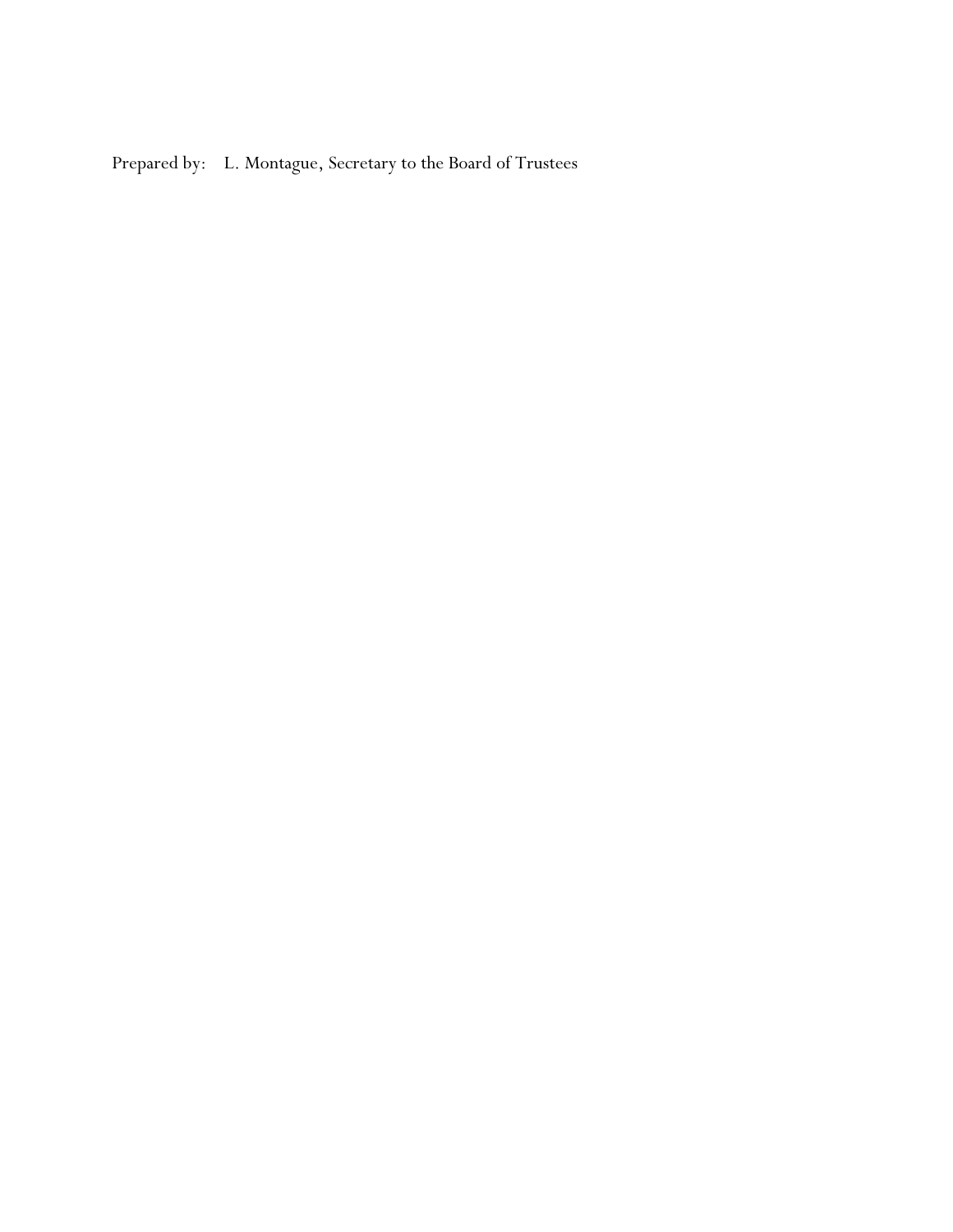Prepared by: L. Montague, Secretary to the Board of Trustees